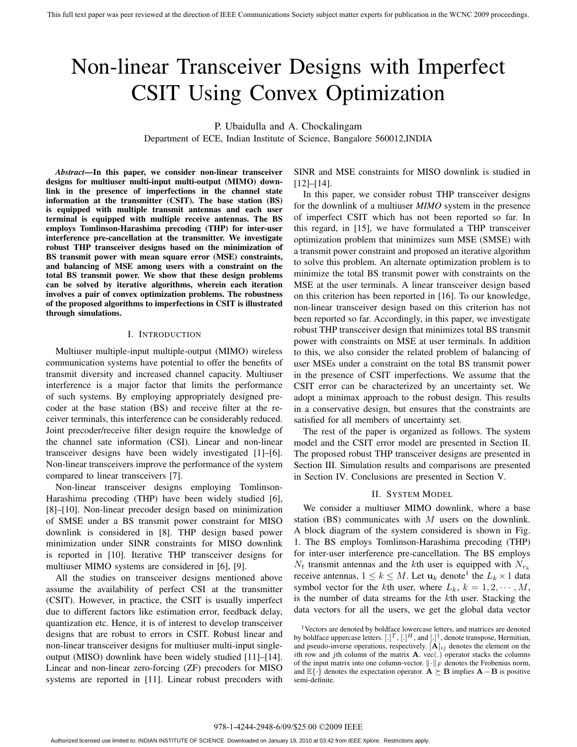# Non-linear Transceiver Designs with Imperfect CSIT Using Convex Optimization

P. Ubaidulla and A. Chockalingam
Department of ECE, Indian Institute of Science, Bangalore 560012,INDIA

***Abstract*—In this paper, we consider non-linear transceiver designs for multiuser multi-input multi-output (MIMO) downlink in the presence of imperfections in the channel state information at the transmitter (CSIT). The base station (BS) is equipped with multiple transmit antennas and each user terminal is equipped with multiple receive antennas. The BS employs Tomlinson-Harashima precoding (THP) for inter-user interference pre-cancellation at the transmitter. We investigate robust THP transceiver designs based on the minimization of BS transmit power with mean square error (MSE) constraints, and balancing of MSE among users with a constraint on the total BS transmit power. We show that these design problems can be solved by iterative algorithms, wherein each iteration involves a pair of convex optimization problems. The robustness of the proposed algorithms to imperfections in CSIT is illustrated through simulations.**

## I. Introduction

Multiuser multiple-input multiple-output (MIMO) wireless communication systems have potential to offer the benefits of transmit diversity and increased channel capacity. Multiuser interference is a major factor that limits the performance of such systems. By employing appropriately designed precoder at the base station (BS) and receive filter at the receiver terminals, this interference can be considerably reduced. Joint precoder/receive filter design require the knowledge of the channel sate information (CSI). Linear and non-linear transceiver designs have been widely investigated [1]–[6]. Non-linear transceivers improve the performance of the system compared to linear transceivers [7].

Non-linear transceiver designs employing Tomlinson-Harashima precoding (THP) have been widely studied [6], [8]–[10]. Non-linear precoder design based on minimization of SMSE under a BS transmit power constraint for MISO downlink is considered in [8]. THP design based power minimization under SINR constraints for MISO downlink is reported in [10]. Iterative THP transceiver designs for multiuser MIMO systems are considered in [6], [9].

All the studies on transceiver designs mentioned above assume the availability of perfect CSI at the transmitter (CSIT). However, in practice, the CSIT is usually imperfect due to different factors like estimation error, feedback delay, quantization etc. Hence, it is of interest to develop transceiver designs that are robust to errors in CSIT. Robust linear and non-linear transceiver designs for multiuser multi-input single-output (MISO) downlink have been widely studied [11]–[14]. Linear and non-linear zero-forcing (ZF) precoders for MISO systems are reported in [11]. Linear robust precoders with SINR and MSE constraints for MISO downlink is studied in [12]–[14].

In this paper, we consider robust THP transceiver designs for the downlink of a multiuser *MIMO* system in the presence of imperfect CSIT which has not been reported so far. In this regard, in [15], we have formulated a THP transceiver optimization problem that minimizes sum MSE (SMSE) with a transmit power constraint and proposed an iterative algorithm to solve this problem. An alternate optimization problem is to minimize the total BS transmit power with constraints on the MSE at the user terminals. A linear transceiver design based on this criterion has been reported in [16]. To our knowledge, non-linear transceiver design based on this criterion has not been reported so far. Accordingly, in this paper, we investigate robust THP transceiver design that minimizes total BS transmit power with constraints on MSE at user terminals. In addition to this, we also consider the related problem of balancing of user MSEs under a constraint on the total BS transmit power in the presence of CSIT imperfections. We assume that the CSIT error can be characterized by an uncertainty set. We adopt a minimax approach to the robust design. This results in a conservative design, but ensures that the constraints are satisfied for all members of uncertainty set.

The rest of the paper is organized as follows. The system model and the CSIT error model are presented in Section II. The proposed robust THP transceiver designs are presented in Section III. Simulation results and comparisons are presented in Section IV. Conclusions are presented in Section V.

## II. System Model

We consider a multiuser MIMO downlink, where a base station (BS) communicates with $M$ users on the downlink. A block diagram of the system considered is shown in Fig. 1. The BS employs Tomlinson-Harashima precoding (THP) for inter-user interference pre-cancellation. The BS employs $N_t$ transmit antennas and the $k$th user is equipped with $N_{r_k}$ receive antennas, $1 \leq k \leq M$. Let $\mathbf{u}_k$ denote[1] the $L_k \times 1$ data symbol vector for the $k$th user, where $L_k$, $k = 1, 2, \cdots, M$, is the number of data streams for the $k$th user. Stacking the data vectors for all the users, we get the global data vector

[1] Vectors are denoted by boldface lowercase letters, and matrices are denoted by boldface uppercase letters. $[.]^T$, $[.]^H$, and $[.]^\dagger$, denote transpose, Hermitian, and pseudo-inverse operations, respectively. $[\mathbf{A}]_{ij}$ denotes the element on the $i$th row and $j$th column of the matrix $\mathbf{A}$. vec(.) operator stacks the columns of the input matrix into one column-vector. $\|\cdot\|_F$ denotes the Frobenius norm, and $\mathbb{E}\{\cdot\}$ denotes the expectation operator. $\mathbf{A} \succeq \mathbf{B}$ implies $\mathbf{A} - \mathbf{B}$ is positive semi-definite.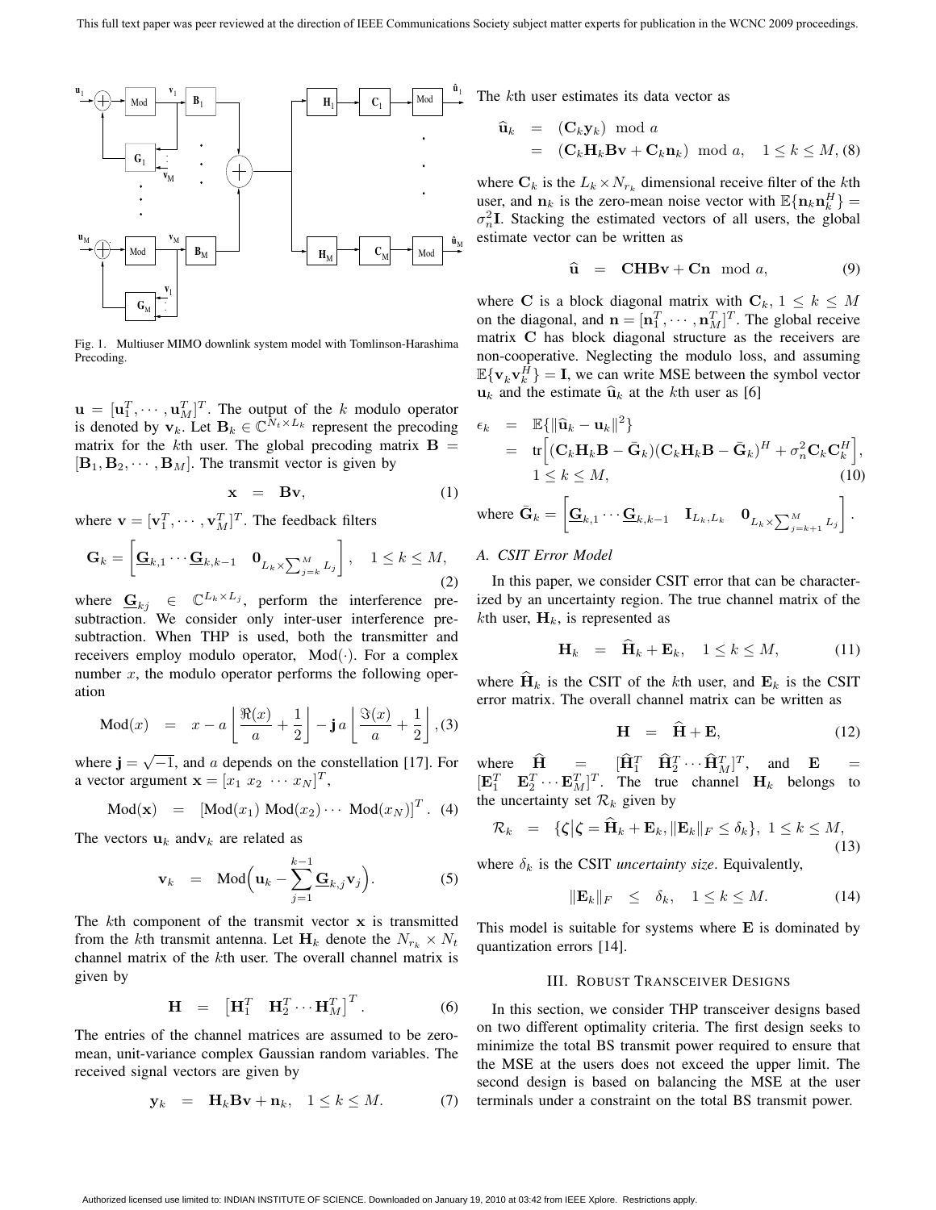Fig. 1. Multiuser MIMO downlink system model with Tomlinson-Harashima Precoding.

$\mathbf{u} = [\mathbf{u}_1^T, \cdots, \mathbf{u}_M^T]^T$. The output of the $k$ modulo operator is denoted by $\mathbf{v}_k$. Let $\mathbf{B}_k \in \mathbb{C}^{N_t \times L_k}$ represent the precoding matrix for the $k$th user. The global precoding matrix $\mathbf{B} = [\mathbf{B}_1, \mathbf{B}_2, \cdots, \mathbf{B}_M]$. The transmit vector is given by

$$\mathbf{x} \quad = \quad \mathbf{B}\mathbf{v}, \tag{1}$$

where $\mathbf{v} = [\mathbf{v}_1^T, \cdots, \mathbf{v}_M^T]^T$. The feedback filters

$$\mathbf{G}_k = \left[\underline{\mathbf{G}}_{k,1} \cdots \underline{\mathbf{G}}_{k,k-1} \quad \mathbf{0}_{L_k \times \sum_{j=k}^{M} L_j}\right], \quad 1 \leq k \leq M, \tag{2}$$

where $\underline{\mathbf{G}}_{kj} \in \mathbb{C}^{L_k \times L_j}$, perform the interference pre-subtraction. We consider only inter-user interference pre-subtraction. When THP is used, both the transmitter and receivers employ modulo operator, $\text{Mod}(\cdot)$. For a complex number $x$, the modulo operator performs the following operation

$$\text{Mod}(x) \quad = \quad x - a\left\lfloor \frac{\Re(x)}{a} + \frac{1}{2} \right\rfloor - \mathbf{j}\, a \left\lfloor \frac{\Im(x)}{a} + \frac{1}{2} \right\rfloor, \tag{3}$$

where $\mathbf{j} = \sqrt{-1}$, and $a$ depends on the constellation [17]. For a vector argument $\mathbf{x} = [x_1 \ x_2 \ \cdots x_N]^T$,

$$\text{Mod}(\mathbf{x}) \quad = \quad [\text{Mod}(x_1) \ \text{Mod}(x_2) \cdots \ \text{Mod}(x_N)]^T. \tag{4}$$

The vectors $\mathbf{u}_k$ and$\mathbf{v}_k$ are related as

$$\mathbf{v}_k \quad = \quad \text{Mod}\Big(\mathbf{u}_k - \sum_{j=1}^{k-1} \underline{\mathbf{G}}_{k,j}\mathbf{v}_j\Big). \tag{5}$$

The $k$th component of the transmit vector $\mathbf{x}$ is transmitted from the $k$th transmit antenna. Let $\mathbf{H}_k$ denote the $N_{r_k} \times N_t$ channel matrix of the $k$th user. The overall channel matrix is given by

$$\mathbf{H} \quad = \quad \left[\mathbf{H}_1^T \quad \mathbf{H}_2^T \cdots \mathbf{H}_M^T\right]^T. \tag{6}$$

The entries of the channel matrices are assumed to be zero-mean, unit-variance complex Gaussian random variables. The received signal vectors are given by

$$\mathbf{y}_k \quad = \quad \mathbf{H}_k\mathbf{B}\mathbf{v} + \mathbf{n}_k, \quad 1 \leq k \leq M. \tag{7}$$

The $k$th user estimates its data vector as

$$\begin{aligned} \widehat{\mathbf{u}}_k \quad &= \quad (\mathbf{C}_k\mathbf{y}_k) \mod a \\ &= \quad (\mathbf{C}_k\mathbf{H}_k\mathbf{B}\mathbf{v} + \mathbf{C}_k\mathbf{n}_k) \mod a, \quad 1 \leq k \leq M, \end{aligned} \tag{8}$$

where $\mathbf{C}_k$ is the $L_k \times N_{r_k}$ dimensional receive filter of the $k$th user, and $\mathbf{n}_k$ is the zero-mean noise vector with $\mathbb{E}\{\mathbf{n}_k\mathbf{n}_k^H\} = \sigma_n^2\mathbf{I}$. Stacking the estimated vectors of all users, the global estimate vector can be written as

$$\widehat{\mathbf{u}} \quad = \quad \mathbf{C}\mathbf{H}\mathbf{B}\mathbf{v} + \mathbf{C}\mathbf{n} \mod a, \tag{9}$$

where $\mathbf{C}$ is a block diagonal matrix with $\mathbf{C}_k$, $1 \leq k \leq M$ on the diagonal, and $\mathbf{n} = [\mathbf{n}_1^T, \cdots, \mathbf{n}_M^T]^T$. The global receive matrix $\mathbf{C}$ has block diagonal structure as the receivers are non-cooperative. Neglecting the modulo loss, and assuming $\mathbb{E}\{\mathbf{v}_k\mathbf{v}_k^H\} = \mathbf{I}$, we can write MSE between the symbol vector $\mathbf{u}_k$ and the estimate $\widehat{\mathbf{u}}_k$ at the $k$th user as [6]

$$\begin{aligned} \epsilon_k \quad &= \quad \mathbb{E}\{\|\widehat{\mathbf{u}}_k - \mathbf{u}_k\|^2\} \\ &= \quad \text{tr}\Big[(\mathbf{C}_k\mathbf{H}_k\mathbf{B} - \bar{\mathbf{G}}_k)(\mathbf{C}_k\mathbf{H}_k\mathbf{B} - \bar{\mathbf{G}}_k)^H + \sigma_n^2\mathbf{C}_k\mathbf{C}_k^H\Big], \\ &\quad\;\; 1 \leq k \leq M, \end{aligned} \tag{10}$$

where $\bar{\mathbf{G}}_k = \left[\underline{\mathbf{G}}_{k,1} \cdots \underline{\mathbf{G}}_{k,k-1} \quad \mathbf{I}_{L_k,L_k} \quad \mathbf{0}_{L_k \times \sum_{j=k+1}^{M} L_j}\right]$.

### A. CSIT Error Model

In this paper, we consider CSIT error that can be characterized by an uncertainty region. The true channel matrix of the $k$th user, $\mathbf{H}_k$, is represented as

$$\mathbf{H}_k \quad = \quad \widehat{\mathbf{H}}_k + \mathbf{E}_k, \quad 1 \leq k \leq M, \tag{11}$$

where $\widehat{\mathbf{H}}_k$ is the CSIT of the $k$th user, and $\mathbf{E}_k$ is the CSIT error matrix. The overall channel matrix can be written as

$$\mathbf{H} \quad = \quad \widehat{\mathbf{H}} + \mathbf{E}, \tag{12}$$

where $\widehat{\mathbf{H}} = [\widehat{\mathbf{H}}_1^T \quad \widehat{\mathbf{H}}_2^T \cdots \widehat{\mathbf{H}}_M^T]^T$, and $\mathbf{E} = [\mathbf{E}_1^T \quad \mathbf{E}_2^T \cdots \mathbf{E}_M^T]^T$. The true channel $\mathbf{H}_k$ belongs to the uncertainty set $\mathcal{R}_k$ given by

$$\mathcal{R}_k \quad = \quad \{\boldsymbol{\zeta} | \boldsymbol{\zeta} = \widehat{\mathbf{H}}_k + \mathbf{E}_k, \|\mathbf{E}_k\|_F \leq \delta_k\}, \ 1 \leq k \leq M, \tag{13}$$

where $\delta_k$ is the CSIT *uncertainty size*. Equivalently,

$$\|\mathbf{E}_k\|_F \quad \leq \quad \delta_k, \quad 1 \leq k \leq M. \tag{14}$$

This model is suitable for systems where $\mathbf{E}$ is dominated by quantization errors [14].

## III. Robust Transceiver Designs

In this section, we consider THP transceiver designs based on two different optimality criteria. The first design seeks to minimize the total BS transmit power required to ensure that the MSE at the users does not exceed the upper limit. The second design is based on balancing the MSE at the user terminals under a constraint on the total BS transmit power.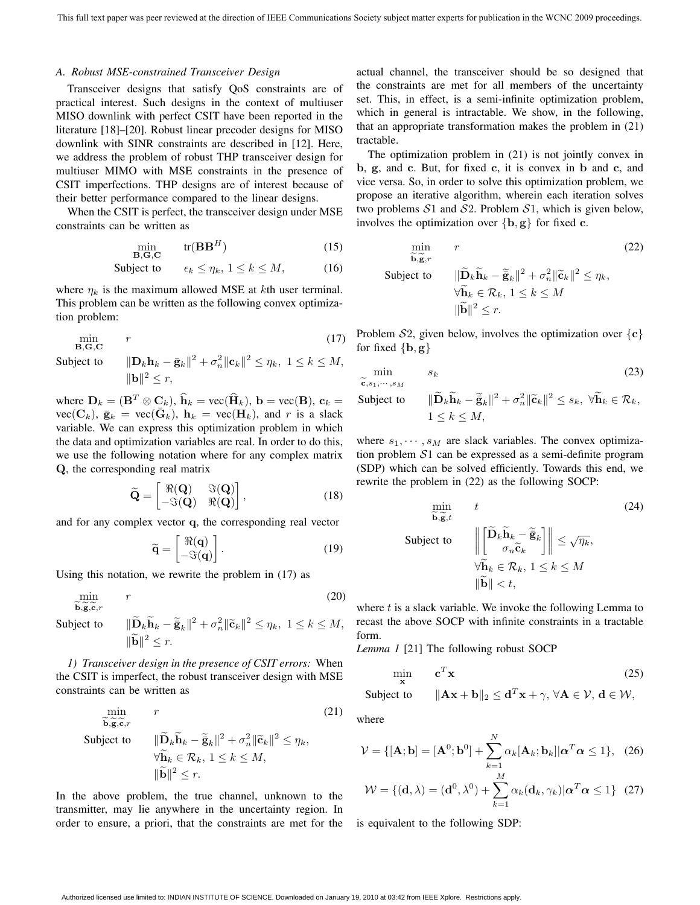### A. Robust MSE-constrained Transceiver Design

Transceiver designs that satisfy QoS constraints are of practical interest. Such designs in the context of multiuser MISO downlink with perfect CSIT have been reported in the literature [18]–[20]. Robust linear precoder designs for MISO downlink with SINR constraints are described in [12]. Here, we address the problem of robust THP transceiver design for multiuser MIMO with MSE constraints in the presence of CSIT imperfections. THP designs are of interest because of their better performance compared to the linear designs.

When the CSIT is perfect, the transceiver design under MSE constraints can be written as

$$\min_{\mathbf{B},\mathbf{G},\mathbf{C}} \quad \text{tr}(\mathbf{B}\mathbf{B}^H) \tag{15}$$

$$\text{Subject to} \quad \epsilon_k \leq \eta_k, \; 1 \leq k \leq M, \tag{16}$$

where $\eta_k$ is the maximum allowed MSE at $k$th user terminal. This problem can be written as the following convex optimization problem:

$$\min_{\mathbf{B},\mathbf{G},\mathbf{C}} \quad r \tag{17}$$

$$\text{Subject to} \quad \|\mathbf{D}_k\mathbf{h}_k - \bar{\mathbf{g}}_k\|^2 + \sigma_n^2\|\mathbf{c}_k\|^2 \leq \eta_k, \; 1 \leq k \leq M,$$
$$\|\mathbf{b}\|^2 \leq r,$$

where $\mathbf{D}_k = (\mathbf{B}^T \otimes \mathbf{C}_k)$, $\widehat{\mathbf{h}}_k = \text{vec}(\widehat{\mathbf{H}}_k)$, $\mathbf{b} = \text{vec}(\mathbf{B})$, $\mathbf{c}_k = \text{vec}(\mathbf{C}_k)$, $\bar{\mathbf{g}}_k = \text{vec}(\bar{\mathbf{G}}_k)$, $\mathbf{h}_k = \text{vec}(\mathbf{H}_k)$, and $r$ is a slack variable. We can express this optimization problem in which the data and optimization variables are real. In order to do this, we use the following notation where for any complex matrix $\mathbf{Q}$, the corresponding real matrix

$$\widetilde{\mathbf{Q}} = \begin{bmatrix} \Re(\mathbf{Q}) & \Im(\mathbf{Q}) \\ -\Im(\mathbf{Q}) & \Re(\mathbf{Q}) \end{bmatrix}, \tag{18}$$

and for any complex vector $\mathbf{q}$, the corresponding real vector

$$\widetilde{\mathbf{q}} = \begin{bmatrix} \Re(\mathbf{q}) \\ -\Im(\mathbf{q}) \end{bmatrix}. \tag{19}$$

Using this notation, we rewrite the problem in (17) as

$$\min_{\widetilde{\mathbf{b}},\widetilde{\mathbf{g}},\widetilde{\mathbf{c}},r} \quad r \tag{20}$$

$$\text{Subject to} \quad \|\widetilde{\mathbf{D}}_k\widetilde{\mathbf{h}}_k - \widetilde{\mathbf{g}}_k\|^2 + \sigma_n^2\|\widetilde{\mathbf{c}}_k\|^2 \leq \eta_k, \; 1 \leq k \leq M,$$
$$\|\widetilde{\mathbf{b}}\|^2 \leq r.$$

*1) Transceiver design in the presence of CSIT errors:* When the CSIT is imperfect, the robust transceiver design with MSE constraints can be written as

$$\min_{\widetilde{\mathbf{b}},\widetilde{\mathbf{g}},\widetilde{\mathbf{c}},r} \quad r \tag{21}$$

$$\text{Subject to} \quad \|\widetilde{\mathbf{D}}_k\widetilde{\mathbf{h}}_k - \widetilde{\mathbf{g}}_k\|^2 + \sigma_n^2\|\widetilde{\mathbf{c}}_k\|^2 \leq \eta_k,$$
$$\forall \widetilde{\mathbf{h}}_k \in \mathcal{R}_k, \; 1 \leq k \leq M,$$
$$\|\widetilde{\mathbf{b}}\|^2 \leq r.$$

In the above problem, the true channel, unknown to the transmitter, may lie anywhere in the uncertainty region. In order to ensure, a priori, that the constraints are met for the actual channel, the transceiver should be so designed that the constraints are met for all members of the uncertainty set. This, in effect, is a semi-infinite optimization problem, which in general is intractable. We show, in the following, that an appropriate transformation makes the problem in (21) tractable.

The optimization problem in (21) is not jointly convex in $\mathbf{b}$, $\mathbf{g}$, and $\mathbf{c}$. But, for fixed $\mathbf{c}$, it is convex in $\mathbf{b}$ and $\mathbf{c}$, and vice versa. So, in order to solve this optimization problem, we propose an iterative algorithm, wherein each iteration solves two problems $\mathcal{S}1$ and $\mathcal{S}2$. Problem $\mathcal{S}1$, which is given below, involves the optimization over $\{\mathbf{b}, \mathbf{g}\}$ for fixed $\mathbf{c}$.

$$\min_{\widetilde{\mathbf{b}},\widetilde{\mathbf{g}},r} \quad r \tag{22}$$

$$\text{Subject to} \quad \|\widetilde{\mathbf{D}}_k\widetilde{\mathbf{h}}_k - \widetilde{\mathbf{g}}_k\|^2 + \sigma_n^2\|\widetilde{\mathbf{c}}_k\|^2 \leq \eta_k,$$
$$\forall \widetilde{\mathbf{h}}_k \in \mathcal{R}_k, \; 1 \leq k \leq M$$
$$\|\widetilde{\mathbf{b}}\|^2 \leq r.$$

Problem $\mathcal{S}2$, given below, involves the optimization over $\{\mathbf{c}\}$ for fixed $\{\mathbf{b}, \mathbf{g}\}$

$$\min_{\widetilde{\mathbf{c}},s_1,\cdots,s_M} \quad s_k \tag{23}$$

$$\text{Subject to} \quad \|\widetilde{\mathbf{D}}_k\widetilde{\mathbf{h}}_k - \widetilde{\mathbf{g}}_k\|^2 + \sigma_n^2\|\widetilde{\mathbf{c}}_k\|^2 \leq s_k, \; \forall \widetilde{\mathbf{h}}_k \in \mathcal{R}_k,$$
$$1 \leq k \leq M,$$

where $s_1, \cdots, s_M$ are slack variables. The convex optimization problem $\mathcal{S}1$ can be expressed as a semi-definite program (SDP) which can be solved efficiently. Towards this end, we rewrite the problem in (22) as the following SOCP:

$$\min_{\widetilde{\mathbf{b}},\widetilde{\mathbf{g}},t} \quad t \tag{24}$$

$$\text{Subject to} \quad \left\| \begin{bmatrix} \widetilde{\mathbf{D}}_k\widetilde{\mathbf{h}}_k - \widetilde{\mathbf{g}}_k \\ \sigma_n\widetilde{\mathbf{c}}_k \end{bmatrix} \right\| \leq \sqrt{\eta_k},$$
$$\forall \widetilde{\mathbf{h}}_k \in \mathcal{R}_k, \; 1 \leq k \leq M$$
$$\|\widetilde{\mathbf{b}}\| < t,$$

where $t$ is a slack variable. We invoke the following Lemma to recast the above SOCP with infinite constraints in a tractable form.

*Lemma 1* [21] The following robust SOCP

$$\min_{\mathbf{x}} \quad \mathbf{c}^T\mathbf{x} \tag{25}$$

$$\text{Subject to} \quad \|\mathbf{A}\mathbf{x} + \mathbf{b}\|_2 \leq \mathbf{d}^T\mathbf{x} + \gamma, \; \forall \mathbf{A} \in \mathcal{V}, \; \mathbf{d} \in \mathcal{W},$$

where

$$\mathcal{V} = \{[\mathbf{A}; \mathbf{b}] = [\mathbf{A}^0; \mathbf{b}^0] + \sum_{k=1}^{N} \alpha_k[\mathbf{A}_k; \mathbf{b}_k] | \boldsymbol{\alpha}^T\boldsymbol{\alpha} \leq 1\}, \tag{26}$$

$$\mathcal{W} = \{(\mathbf{d}, \lambda) = (\mathbf{d}^0, \lambda^0) + \sum_{k=1}^{M} \alpha_k(\mathbf{d}_k, \gamma_k) | \boldsymbol{\alpha}^T\boldsymbol{\alpha} \leq 1\} \tag{27}$$

is equivalent to the following SDP: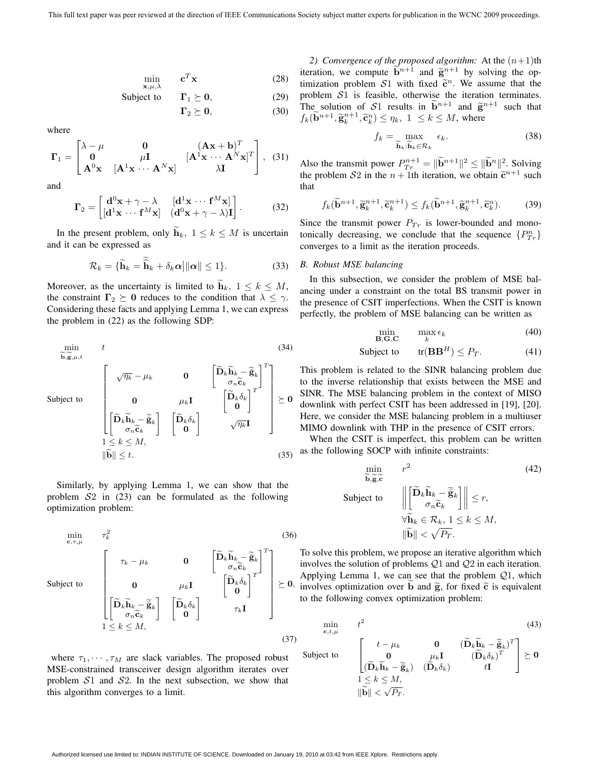$$\min_{\mathbf{x},\mu,\lambda} \quad \mathbf{c}^T\mathbf{x} \tag{28}$$

$$\text{Subject to} \quad \mathbf{\Gamma}_1 \succeq \mathbf{0}, \tag{29}$$

$$\mathbf{\Gamma}_2 \succeq \mathbf{0}, \tag{30}$$

where

$$\mathbf{\Gamma}_1 = \begin{bmatrix} \lambda-\mu & \mathbf{0} & (\mathbf{A}\mathbf{x}+\mathbf{b})^T \\ \mathbf{0} & \mu\mathbf{I} & [\mathbf{A}^1\mathbf{x}\cdots\mathbf{A}^N\mathbf{x}]^T \\ \mathbf{A}^0\mathbf{x} & [\mathbf{A}^1\mathbf{x}\cdots\mathbf{A}^N\mathbf{x}] & \lambda\mathbf{I} \end{bmatrix}, \tag{31}$$

and

$$\mathbf{\Gamma}_2 = \begin{bmatrix} \mathbf{d}^0\mathbf{x}+\gamma-\lambda & [\mathbf{d}^1\mathbf{x}\cdots\mathbf{f}^M\mathbf{x}] \\ [\mathbf{d}^1\mathbf{x}\cdots\mathbf{f}^M\mathbf{x}] & (\mathbf{d}^0\mathbf{x}+\gamma-\lambda)\mathbf{I} \end{bmatrix}. \tag{32}$$

In the present problem, only $\widetilde{\mathbf{h}}_k$, $1 \le k \le M$ is uncertain and it can be expressed as

$$\mathcal{R}_k = \{\widetilde{\mathbf{h}}_k = \widetilde{\widehat{\mathbf{h}}}_k + \delta_k\boldsymbol{\alpha}\big|\|\boldsymbol{\alpha}\| \le 1\}. \tag{33}$$

Moreover, as the uncertainty is limited to $\widetilde{\mathbf{h}}_k$, $1 \le k \le M$, the constraint $\mathbf{\Gamma}_2 \succeq \mathbf{0}$ reduces to the condition that $\lambda \le \gamma$. Considering these facts and applying Lemma 1, we can express the problem in (22) as the following SDP:

$$\min_{\widetilde{\mathbf{b}},\widetilde{\mathbf{g}},\mu,t} \quad t \tag{34}$$

$$\text{Subject to} \quad \begin{bmatrix} \sqrt{\eta_k}-\mu_k & \mathbf{0} & \begin{bmatrix} \widetilde{\mathbf{D}}_k\widetilde{\mathbf{h}}_k-\widetilde{\mathbf{g}}_k \\ \sigma_n\widetilde{\mathbf{c}}_k \end{bmatrix}^T \\ \mathbf{0} & \mu_k\mathbf{I} & \begin{bmatrix} \widetilde{\mathbf{D}}_k\delta_k \\ \mathbf{0} \end{bmatrix}^T \\ \begin{bmatrix} \widetilde{\mathbf{D}}_k\widetilde{\mathbf{h}}_k-\widetilde{\mathbf{g}}_k \\ \sigma_n\widetilde{\mathbf{c}}_k \end{bmatrix} & \begin{bmatrix} \widetilde{\mathbf{D}}_k\delta_k \\ \mathbf{0} \end{bmatrix} & \sqrt{\eta_k}\mathbf{I} \end{bmatrix} \succeq \mathbf{0}$$

$$1 \le k \le M,$$

$$\|\widetilde{\mathbf{b}}\| \le t. \tag{35}$$

Similarly, by applying Lemma 1, we can show that the problem $\mathcal{S}2$ in (23) can be formulated as the following optimization problem:

$$\min_{\mathbf{c},\tau,\mu} \quad \tau_k^2 \tag{36}$$

$$\text{Subject to} \quad \begin{bmatrix} \tau_k-\mu_k & \mathbf{0} & \begin{bmatrix} \widetilde{\mathbf{D}}_k\widetilde{\mathbf{h}}_k-\widetilde{\mathbf{g}}_k \\ \sigma_n\widetilde{\mathbf{c}}_k \end{bmatrix}^T \\ \mathbf{0} & \mu_k\mathbf{I} & \begin{bmatrix} \widetilde{\mathbf{D}}_k\delta_k \\ \mathbf{0} \end{bmatrix}^T \\ \begin{bmatrix} \widetilde{\mathbf{D}}_k\widetilde{\mathbf{h}}_k-\widetilde{\mathbf{g}}_k \\ \sigma_n\widetilde{\mathbf{c}}_k \end{bmatrix} & \begin{bmatrix} \widetilde{\mathbf{D}}_k\delta_k \\ \mathbf{0} \end{bmatrix} & \tau_k\mathbf{I} \end{bmatrix} \succeq \mathbf{0},$$

$$1 \le k \le M, \tag{37}$$

where $\tau_1, \cdots, \tau_M$ are slack variables. The proposed robust MSE-constrained transceiver design algorithm iterates over problem $\mathcal{S}1$ and $\mathcal{S}2$. In the next subsection, we show that this algorithm converges to a limit.

*2) Convergence of the proposed algorithm:* At the $(n+1)$th iteration, we compute $\widetilde{\mathbf{b}}^{n+1}$ and $\widetilde{\mathbf{g}}^{n+1}$ by solving the optimization problem $\mathcal{S}1$ with fixed $\widetilde{\mathbf{c}}^n$. We assume that the problem $\mathcal{S}1$ is feasible, otherwise the iteration terminates. The solution of $\mathcal{S}1$ results in $\widetilde{\mathbf{b}}^{n+1}$ and $\widetilde{\mathbf{g}}^{n+1}$ such that $f_k(\widetilde{\mathbf{b}}^{n+1}, \widetilde{\mathbf{g}}_k^{n+1}, \widetilde{\mathbf{c}}_k^n) \le \eta_k$, $1 \le k \le M$, where

$$f_k = \max_{\widetilde{\mathbf{h}}_k:\widetilde{\mathbf{h}}_k\in\mathcal{R}_k} \epsilon_k. \tag{38}$$

Also the transmit power $P_{Tr}^{n+1} = \|\widetilde{\mathbf{b}}^{n+1}\|^2 \le \|\widetilde{\mathbf{b}}^n\|^2$. Solving the problem $\mathcal{S}2$ in the $n+1$th iteration, we obtain $\widetilde{\mathbf{c}}^{n+1}$ such that

$$f_k(\widetilde{\mathbf{b}}^{n+1}, \widetilde{\mathbf{g}}_k^{n+1}, \widetilde{\mathbf{c}}_k^{n+1}) \le f_k(\widetilde{\mathbf{b}}^{n+1}, \widetilde{\mathbf{g}}_k^{n+1}, \widetilde{\mathbf{c}}_k^n). \tag{39}$$

Since the transmit power $P_{Tr}$ is lower-bounded and monotonically decreasing, we conclude that the sequence $\{P_{Tr}^n\}$ converges to a limit as the iteration proceeds.

### B. Robust MSE balancing

In this subsection, we consider the problem of MSE balancing under a constraint on the total BS transmit power in the presence of CSIT imperfections. When the CSIT is known perfectly, the problem of MSE balancing can be written as

$$\min_{\mathbf{B},\mathbf{G},\mathbf{C}} \quad \max_k \epsilon_k \tag{40}$$

$$\text{Subject to} \quad \text{tr}(\mathbf{B}\mathbf{B}^H) \le P_T. \tag{41}$$

This problem is related to the SINR balancing problem due to the inverse relationship that exists between the MSE and SINR. The MSE balancing problem in the context of MISO downlink with perfect CSIT has been addressed in [19], [20]. Here, we consider the MSE balancing problem in a multiuser MIMO downlink with THP in the presence of CSIT errors.

When the CSIT is imperfect, this problem can be written as the following SOCP with infinite constraints:

$$\min_{\widetilde{\mathbf{b}},\widetilde{\mathbf{g}},\widetilde{\mathbf{c}}} \quad r^2 \tag{42}$$

$$\text{Subject to} \quad \left\|\begin{bmatrix} \widetilde{\mathbf{D}}_k\widetilde{\mathbf{h}}_k-\widetilde{\mathbf{g}}_k \\ \sigma_n\widetilde{\mathbf{c}}_k \end{bmatrix}\right\| \le r,$$

$$\forall\widetilde{\mathbf{h}}_k \in \mathcal{R}_k, 1 \le k \le M,$$

$$\|\widetilde{\mathbf{b}}\| < \sqrt{P_T}.$$

To solve this problem, we propose an iterative algorithm which involves the solution of problems $\mathcal{Q}1$ and $\mathcal{Q}2$ in each iteration. Applying Lemma 1, we can see that the problem $\mathcal{Q}1$, which involves optimization over $\widetilde{\mathbf{b}}$ and $\widetilde{\mathbf{g}}$, for fixed $\widetilde{\mathbf{c}}$ is equivalent to the following convex optimization problem:

$$\min_{\mathbf{c},t,\mu} \quad t^2 \tag{43}$$

$$\text{Subject to} \quad \begin{bmatrix} t-\mu_k & \mathbf{0} & (\widetilde{\mathbf{D}}_k\widetilde{\mathbf{h}}_k-\widetilde{\mathbf{g}}_k)^T \\ \mathbf{0} & \mu_k\mathbf{I} & (\widetilde{\mathbf{D}}_k\delta_k)^T \\ (\widetilde{\mathbf{D}}_k\widetilde{\mathbf{h}}_k-\widetilde{\mathbf{g}}_k) & (\widetilde{\mathbf{D}}_k\delta_k) & t\mathbf{I} \end{bmatrix} \succeq \mathbf{0}$$

$$1 \le k \le M,$$

$$\|\widetilde{\mathbf{b}}\| < \sqrt{P_T}.$$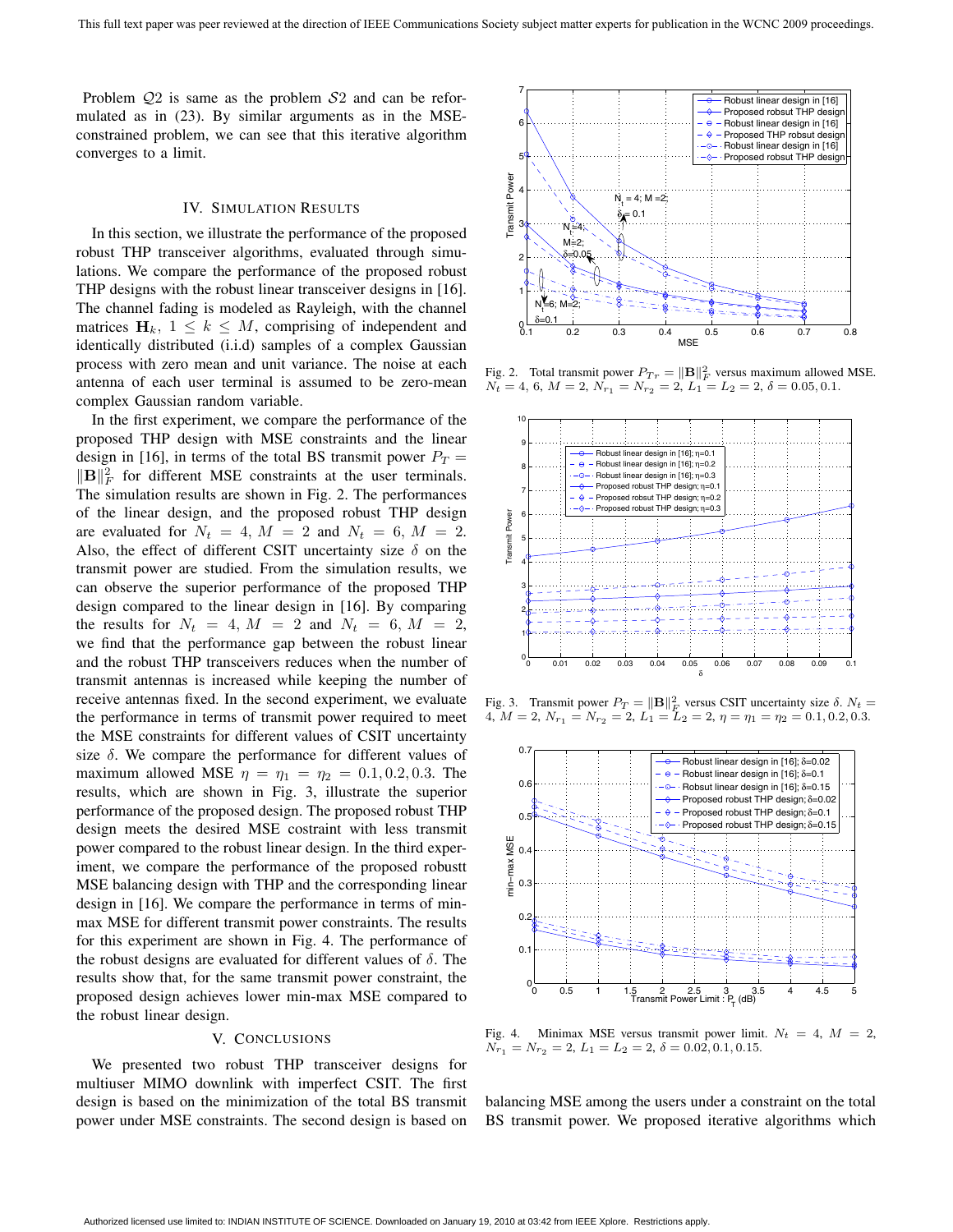Problem $\mathcal{Q}2$ is same as the problem $\mathcal{S}2$ and can be reformulated as in (23). By similar arguments as in the MSE-constrained problem, we can see that this iterative algorithm converges to a limit.

## IV. Simulation Results

In this section, we illustrate the performance of the proposed robust THP transceiver algorithms, evaluated through simulations. We compare the performance of the proposed robust THP designs with the robust linear transceiver designs in [16]. The channel fading is modeled as Rayleigh, with the channel matrices $\mathbf{H}_k$, $1 \leq k \leq M$, comprising of independent and identically distributed (i.i.d) samples of a complex Gaussian process with zero mean and unit variance. The noise at each antenna of each user terminal is assumed to be zero-mean complex Gaussian random variable.

In the first experiment, we compare the performance of the proposed THP design with MSE constraints and the linear design in [16], in terms of the total BS transmit power $P_T = \|\mathbf{B}\|_F^2$ for different MSE constraints at the user terminals. The simulation results are shown in Fig. 2. The performances of the linear design, and the proposed robust THP design are evaluated for $N_t = 4$, $M = 2$ and $N_t = 6$, $M = 2$. Also, the effect of different CSIT uncertainty size $\delta$ on the transmit power are studied. From the simulation results, we can observe the superior performance of the proposed THP design compared to the linear design in [16]. By comparing the results for $N_t = 4$, $M = 2$ and $N_t = 6$, $M = 2$, we find that the performance gap between the robust linear and the robust THP transceivers reduces when the number of transmit antennas is increased while keeping the number of receive antennas fixed. In the second experiment, we evaluate the performance in terms of transmit power required to meet the MSE constraints for different values of CSIT uncertainty size $\delta$. We compare the performance for different values of maximum allowed MSE $\eta = \eta_1 = \eta_2 = 0.1, 0.2, 0.3$. The results, which are shown in Fig. 3, illustrate the superior performance of the proposed design. The proposed robust THP design meets the desired MSE costraint with less transmit power compared to the robust linear design. In the third experiment, we compare the performance of the proposed robustt MSE balancing design with THP and the corresponding linear design in [16]. We compare the performance in terms of min-max MSE for different transmit power constraints. The results for this experiment are shown in Fig. 4. The performance of the robust designs are evaluated for different values of $\delta$. The results show that, for the same transmit power constraint, the proposed design achieves lower min-max MSE compared to the robust linear design.

Fig. 2. Total transmit power $P_{T_T} = \|\mathbf{B}\|_F^2$ versus maximum allowed MSE. $N_t = 4, 6$, $M = 2$, $N_{r_1} = N_{r_2} = 2$, $L_1 = L_2 = 2$, $\delta = 0.05, 0.1$.

Fig. 3. Transmit power $P_T = \|\mathbf{B}\|_F^2$ versus CSIT uncertainty size $\delta$. $N_t = 4$, $M = 2$, $N_{r_1} = N_{r_2} = 2$, $L_1 = L_2 = 2$, $\eta = \eta_1 = \eta_2 = 0.1, 0.2, 0.3$.

Fig. 4. Minimax MSE versus transmit power limit. $N_t = 4$, $M = 2$, $N_{r_1} = N_{r_2} = 2$, $L_1 = L_2 = 2$, $\delta = 0.02, 0.1, 0.15$.

## V. Conclusions

We presented two robust THP transceiver designs for multiuser MIMO downlink with imperfect CSIT. The first design is based on the minimization of the total BS transmit power under MSE constraints. The second design is based on balancing MSE among the users under a constraint on the total BS transmit power. We proposed iterative algorithms which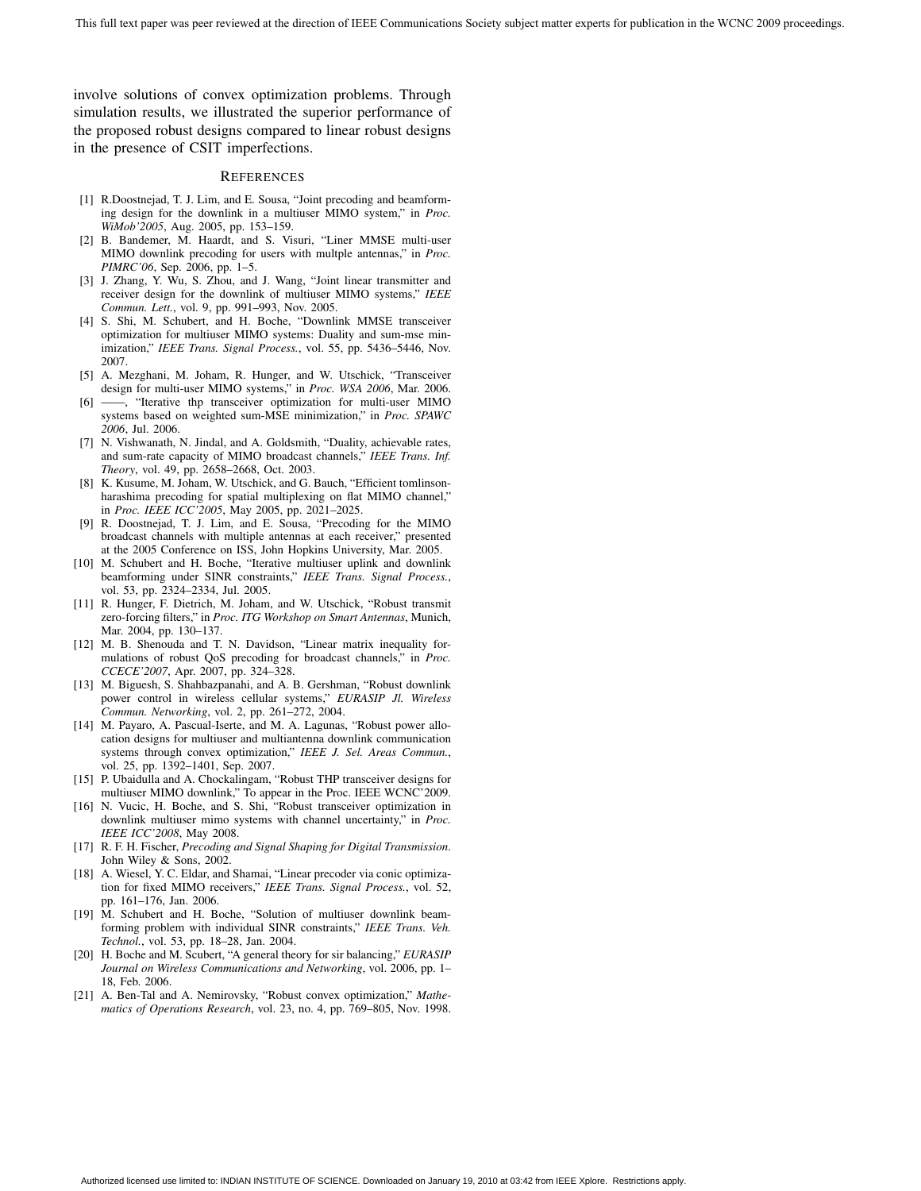involve solutions of convex optimization problems. Through simulation results, we illustrated the superior performance of the proposed robust designs compared to linear robust designs in the presence of CSIT imperfections.

## REFERENCES

[1] R.Doostnejad, T. J. Lim, and E. Sousa, "Joint precoding and beamforming design for the downlink in a multiuser MIMO system," in *Proc. WiMob'2005*, Aug. 2005, pp. 153–159.

[2] B. Bandemer, M. Haardt, and S. Visuri, "Liner MMSE multi-user MIMO downlink precoding for users with multple antennas," in *Proc. PIMRC'06*, Sep. 2006, pp. 1–5.

[3] J. Zhang, Y. Wu, S. Zhou, and J. Wang, "Joint linear transmitter and receiver design for the downlink of multiuser MIMO systems," *IEEE Commun. Lett.*, vol. 9, pp. 991–993, Nov. 2005.

[4] S. Shi, M. Schubert, and H. Boche, "Downlink MMSE transceiver optimization for multiuser MIMO systems: Duality and sum-mse minimization," *IEEE Trans. Signal Process.*, vol. 55, pp. 5436–5446, Nov. 2007.

[5] A. Mezghani, M. Joham, R. Hunger, and W. Utschick, "Transceiver design for multi-user MIMO systems," in *Proc. WSA 2006*, Mar. 2006.

[6] ——, "Iterative thp transceiver optimization for multi-user MIMO systems based on weighted sum-MSE minimization," in *Proc. SPAWC 2006*, Jul. 2006.

[7] N. Vishwanath, N. Jindal, and A. Goldsmith, "Duality, achievable rates, and sum-rate capacity of MIMO broadcast channels," *IEEE Trans. Inf. Theory*, vol. 49, pp. 2658–2668, Oct. 2003.

[8] K. Kusume, M. Joham, W. Utschick, and G. Bauch, "Efficient tomlinson-harashima precoding for spatial multiplexing on flat MIMO channel," in *Proc. IEEE ICC'2005*, May 2005, pp. 2021–2025.

[9] R. Doostnejad, T. J. Lim, and E. Sousa, "Precoding for the MIMO broadcast channels with multiple antennas at each receiver," presented at the 2005 Conference on ISS, John Hopkins University, Mar. 2005.

[10] M. Schubert and H. Boche, "Iterative multiuser uplink and downlink beamforming under SINR constraints," *IEEE Trans. Signal Process.*, vol. 53, pp. 2324–2334, Jul. 2005.

[11] R. Hunger, F. Dietrich, M. Joham, and W. Utschick, "Robust transmit zero-forcing filters," in *Proc. ITG Workshop on Smart Antennas*, Munich, Mar. 2004, pp. 130–137.

[12] M. B. Shenouda and T. N. Davidson, "Linear matrix inequality formulations of robust QoS precoding for broadcast channels," in *Proc. CCECE'2007*, Apr. 2007, pp. 324–328.

[13] M. Biguesh, S. Shahbazpanahi, and A. B. Gershman, "Robust downlink power control in wireless cellular systems," *EURASIP Jl. Wireless Commun. Networking*, vol. 2, pp. 261–272, 2004.

[14] M. Payaro, A. Pascual-Iserte, and M. A. Lagunas, "Robust power allocation designs for multiuser and multiantenna downlink communication systems through convex optimization," *IEEE J. Sel. Areas Commun.*, vol. 25, pp. 1392–1401, Sep. 2007.

[15] P. Ubaidulla and A. Chockalingam, "Robust THP transceiver designs for multiuser MIMO downlink," To appear in the Proc. IEEE WCNC'2009.

[16] N. Vucic, H. Boche, and S. Shi, "Robust transceiver optimization in downlink multiuser mimo systems with channel uncertainty," in *Proc. IEEE ICC'2008*, May 2008.

[17] R. F. H. Fischer, *Precoding and Signal Shaping for Digital Transmission*. John Wiley & Sons, 2002.

[18] A. Wiesel, Y. C. Eldar, and Shamai, "Linear precoder via conic optimization for fixed MIMO receivers," *IEEE Trans. Signal Process.*, vol. 52, pp. 161–176, Jan. 2006.

[19] M. Schubert and H. Boche, "Solution of multiuser downlink beamforming problem with individual SINR constraints," *IEEE Trans. Veh. Technol.*, vol. 53, pp. 18–28, Jan. 2004.

[20] H. Boche and M. Scubert, "A general theory for sir balancing," *EURASIP Journal on Wireless Communications and Networking*, vol. 2006, pp. 1–18, Feb. 2006.

[21] A. Ben-Tal and A. Nemirovsky, "Robust convex optimization," *Mathematics of Operations Research*, vol. 23, no. 4, pp. 769–805, Nov. 1998.